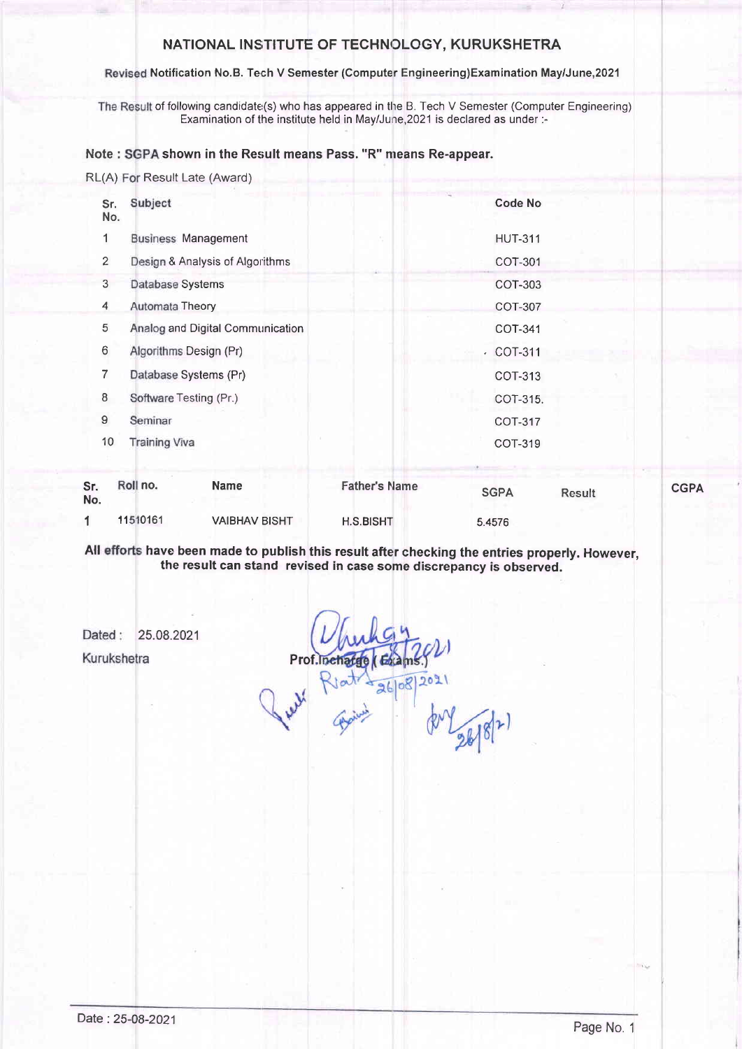# NATIONAL INSTITUTE OF TECHNOLOGY, KURUKSHETRA

**Revised Notification No.B. Tech V Semester (Computer Engineering)Examination May/June,2021**

The Result of following candidate(s) who has appeared in the B. Tech V Semester (Computer Engineering) Examination of the institute held in May/June,2021 is declared as under :-

**Note : SGPA shown in the Result means Pass. "R" means Re-appear.**

RL(A) For Result Late (Award)

| Sr. No. | Subject | Code No |
|---|---|---|
| 1 | Business Management | HUT-311 |
| 2 | Design & Analysis of Algorithms | COT-301 |
| 3 | Database Systems | COT-303 |
| 4 | Automata Theory | COT-307 |
| 5 | Analog and Digital Communication | COT-341 |
| 6 | Algorithms Design (Pr) | COT-311 |
| 7 | Database Systems (Pr) | COT-313 |
| 8 | Software Testing (Pr.) | COT-315. |
| 9 | Seminar | COT-317 |
| 10 | Training Viva | COT-319 |

| Sr. No. | Roll no. | Name | Father's Name | SGPA | Result | CGPA |
|---|---|---|---|---|---|---|
| 1 | 11510161 | VAIBHAV BISHT | H.S.BISHT | 5.4576 | | |

**All efforts have been made to publish this result after checking the entries properly. However, the result can stand revised in case some discrepancy is observed.**

Dated : 25.08.2021

Kurukshetra

Prof.Incharge ( Exams.)

Date : 25-08-2021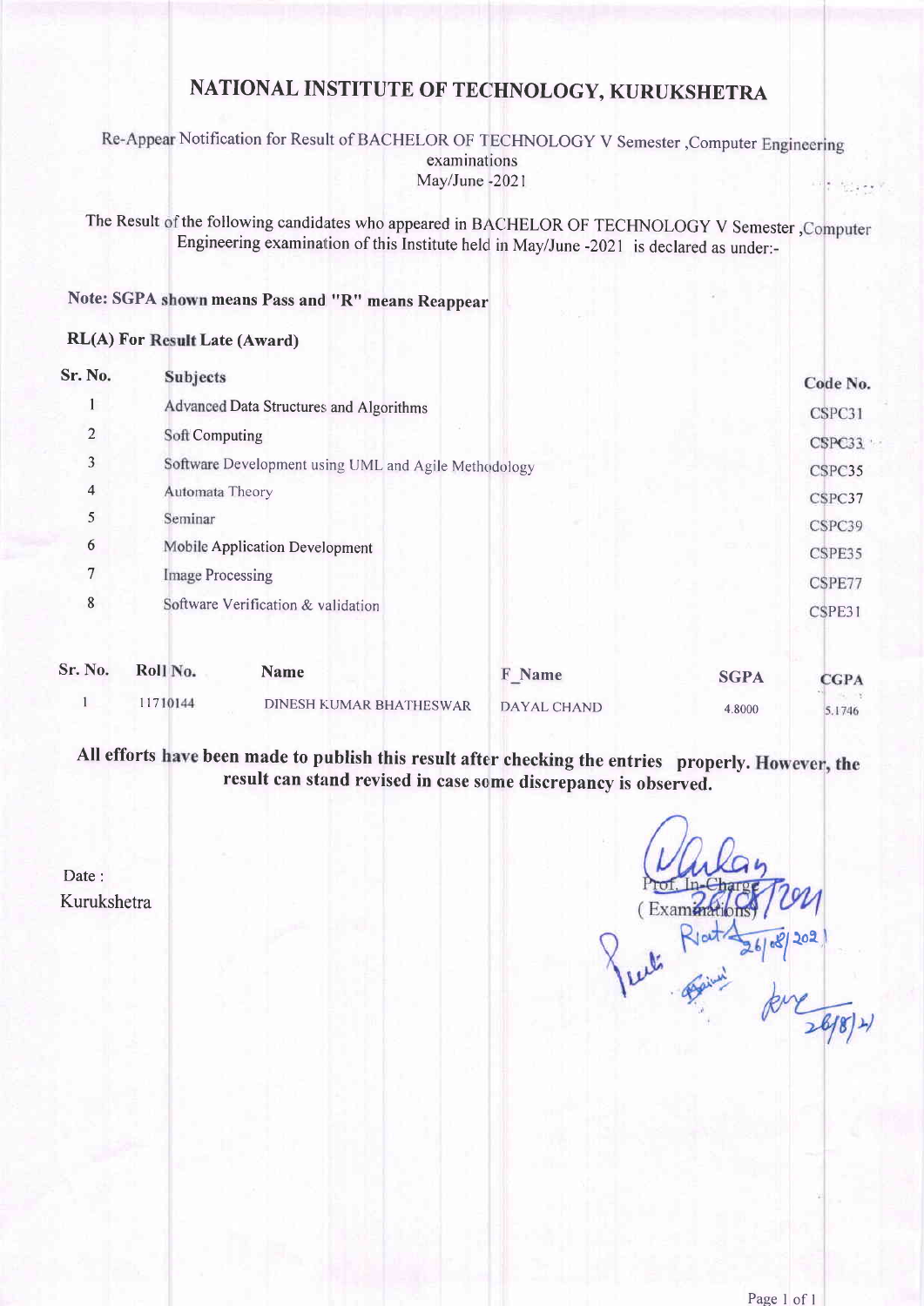# NATIONAL INSTITUTE OF TECHNOLOGY, KURUKSHETRA

Re-Appear Notification for Result of BACHELOR OF TECHNOLOGY V Semester ,Computer Engineering examinations
May/June -2021

The Result of the following candidates who appeared in BACHELOR OF TECHNOLOGY V Semester ,Computer Engineering examination of this Institute held in May/June -2021 is declared as under:-

**Note: SGPA shown means Pass and "R" means Reappear**

**RL(A) For Result Late (Award)**

| Sr. No. | Subjects | Code No. |
|---|---|---|
| 1 | Advanced Data Structures and Algorithms | CSPC31 |
| 2 | Soft Computing | CSPC33 |
| 3 | Software Development using UML and Agile Methodology | CSPC35 |
| 4 | Automata Theory | CSPC37 |
| 5 | Seminar | CSPC39 |
| 6 | Mobile Application Development | CSPE35 |
| 7 | Image Processing | CSPE77 |
| 8 | Software Verification & validation | CSPE31 |

| Sr. No. | Roll No. | Name | F_Name | SGPA | CGPA |
|---|---|---|---|---|---|
| 1 | 11710144 | DINESH KUMAR BHATHESWAR | DAYAL CHAND | 4.8000 | 5.1746 |

**All efforts have been made to publish this result after checking the entries properly. However, the result can stand revised in case some discrepancy is observed.**

Date : 26/08/2021
Kurukshetra

Prof. In-Charge
(Examinations)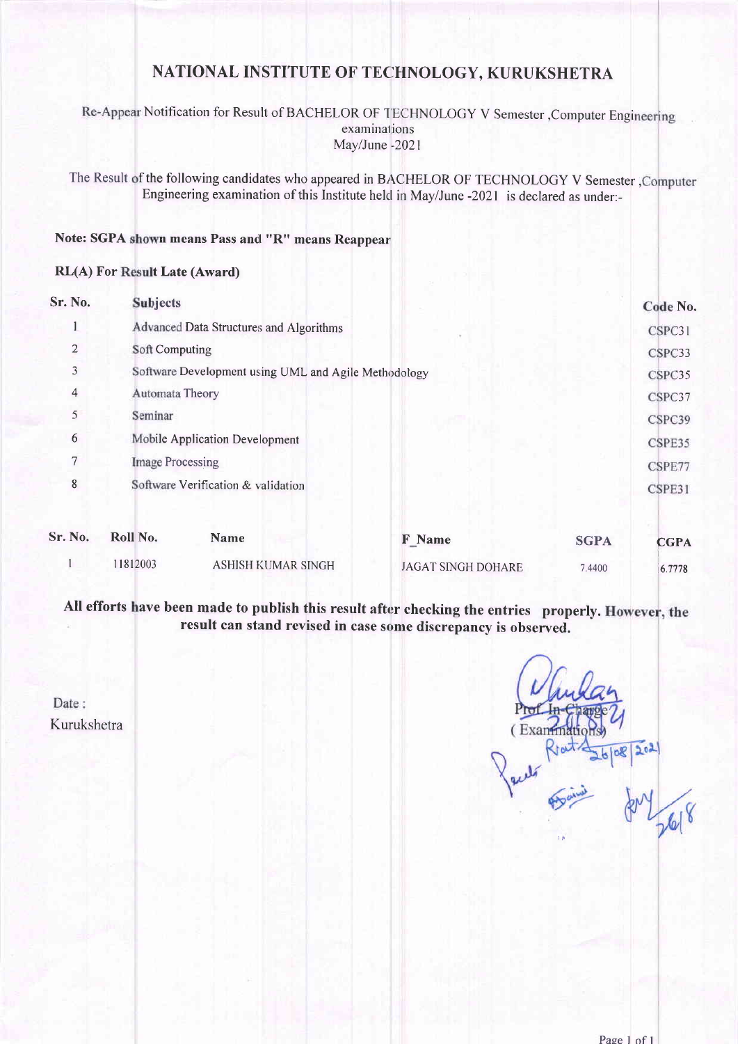# NATIONAL INSTITUTE OF TECHNOLOGY, KURUKSHETRA

Re-Appear Notification for Result of BACHELOR OF TECHNOLOGY V Semester ,Computer Engineering examinations
May/June -2021

The Result of the following candidates who appeared in BACHELOR OF TECHNOLOGY V Semester ,Computer Engineering examination of this Institute held in May/June -2021 is declared as under:-

**Note: SGPA shown means Pass and "R" means Reappear**

**RL(A) For Result Late (Award)**

| Sr. No. | Subjects | Code No. |
|---|---|---|
| 1 | Advanced Data Structures and Algorithms | CSPC31 |
| 2 | Soft Computing | CSPC33 |
| 3 | Software Development using UML and Agile Methodology | CSPC35 |
| 4 | Automata Theory | CSPC37 |
| 5 | Seminar | CSPC39 |
| 6 | Mobile Application Development | CSPE35 |
| 7 | Image Processing | CSPE77 |
| 8 | Software Verification & validation | CSPE31 |

| Sr. No. | Roll No. | Name | F_Name | SGPA | CGPA |
|---|---|---|---|---|---|
| 1 | 11812003 | ASHISH KUMAR SINGH | JAGAT SINGH DOHARE | 7.4400 | 6.7778 |

**All efforts have been made to publish this result after checking the entries properly. However, the result can stand revised in case some discrepancy is observed.**

Date :
Kurukshetra

Prof. In-Charge
( Examinations)